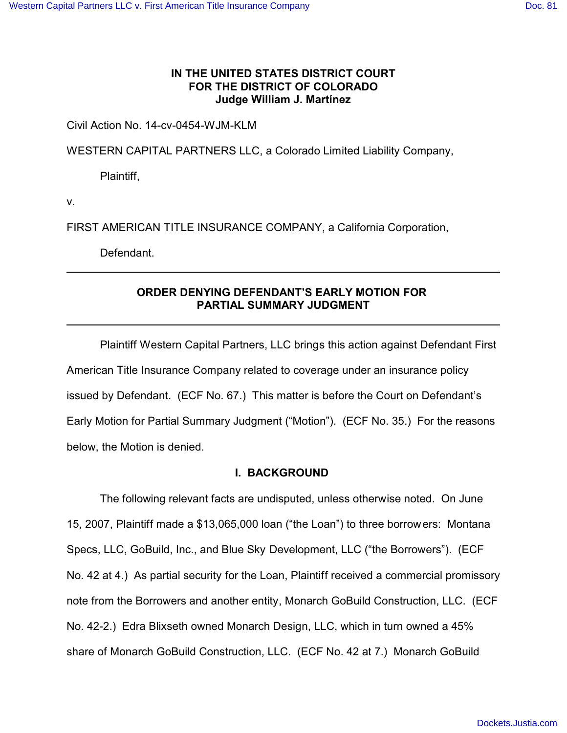**IN THE UNITED STATES DISTRICT COURT**
**FOR THE DISTRICT OF COLORADO**
**Judge William J. Martínez**

Civil Action No. 14-cv-0454-WJM-KLM

WESTERN CAPITAL PARTNERS LLC, a Colorado Limited Liability Company,

Plaintiff,

v.

FIRST AMERICAN TITLE INSURANCE COMPANY, a California Corporation,

Defendant.

---

## ORDER DENYING DEFENDANT'S EARLY MOTION FOR PARTIAL SUMMARY JUDGMENT

---

Plaintiff Western Capital Partners, LLC brings this action against Defendant First American Title Insurance Company related to coverage under an insurance policy issued by Defendant. (ECF No. 67.) This matter is before the Court on Defendant's Early Motion for Partial Summary Judgment ("Motion"). (ECF No. 35.) For the reasons below, the Motion is denied.

### I. BACKGROUND

The following relevant facts are undisputed, unless otherwise noted. On June 15, 2007, Plaintiff made a $13,065,000 loan ("the Loan") to three borrowers: Montana Specs, LLC, GoBuild, Inc., and Blue Sky Development, LLC ("the Borrowers"). (ECF No. 42 at 4.) As partial security for the Loan, Plaintiff received a commercial promissory note from the Borrowers and another entity, Monarch GoBuild Construction, LLC. (ECF No. 42-2.) Edra Blixseth owned Monarch Design, LLC, which in turn owned a 45% share of Monarch GoBuild Construction, LLC. (ECF No. 42 at 7.) Monarch GoBuild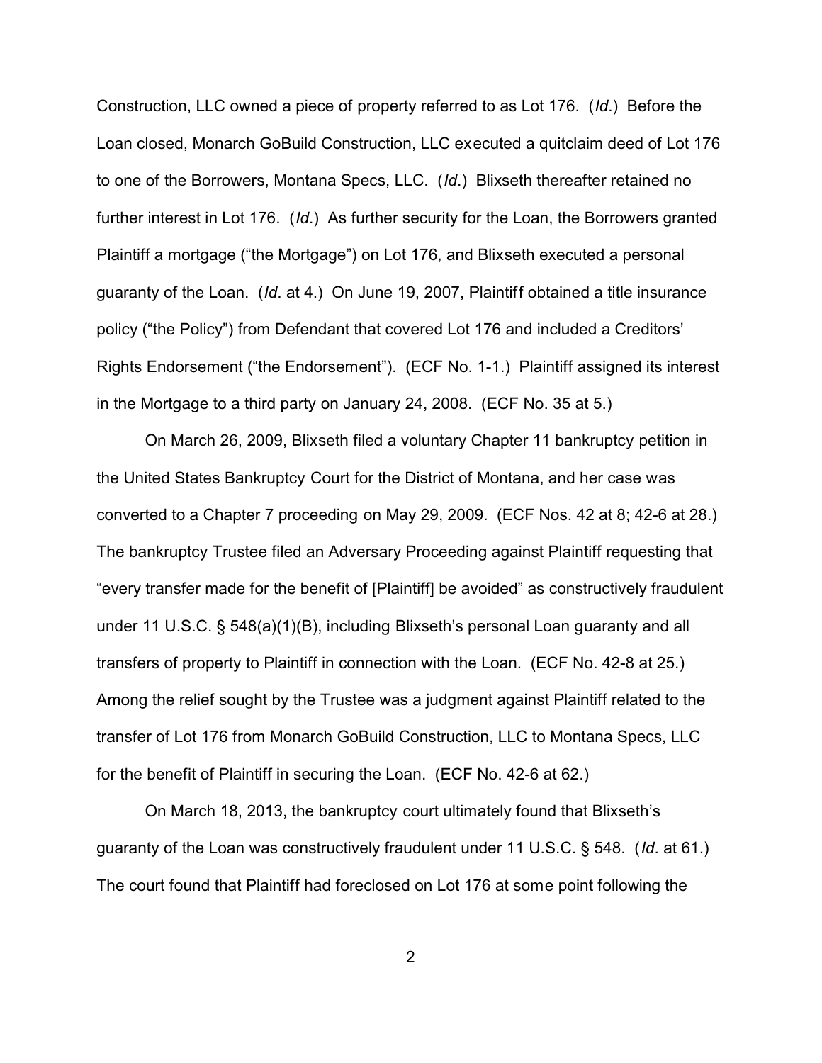Construction, LLC owned a piece of property referred to as Lot 176. (*Id*.) Before the Loan closed, Monarch GoBuild Construction, LLC executed a quitclaim deed of Lot 176 to one of the Borrowers, Montana Specs, LLC. (*Id*.) Blixseth thereafter retained no further interest in Lot 176. (*Id*.) As further security for the Loan, the Borrowers granted Plaintiff a mortgage ("the Mortgage") on Lot 176, and Blixseth executed a personal guaranty of the Loan. (*Id*. at 4.) On June 19, 2007, Plaintiff obtained a title insurance policy ("the Policy") from Defendant that covered Lot 176 and included a Creditors' Rights Endorsement ("the Endorsement"). (ECF No. 1-1.) Plaintiff assigned its interest in the Mortgage to a third party on January 24, 2008. (ECF No. 35 at 5.)

On March 26, 2009, Blixseth filed a voluntary Chapter 11 bankruptcy petition in the United States Bankruptcy Court for the District of Montana, and her case was converted to a Chapter 7 proceeding on May 29, 2009. (ECF Nos. 42 at 8; 42-6 at 28.) The bankruptcy Trustee filed an Adversary Proceeding against Plaintiff requesting that "every transfer made for the benefit of [Plaintiff] be avoided" as constructively fraudulent under 11 U.S.C. § 548(a)(1)(B), including Blixseth's personal Loan guaranty and all transfers of property to Plaintiff in connection with the Loan. (ECF No. 42-8 at 25.) Among the relief sought by the Trustee was a judgment against Plaintiff related to the transfer of Lot 176 from Monarch GoBuild Construction, LLC to Montana Specs, LLC for the benefit of Plaintiff in securing the Loan. (ECF No. 42-6 at 62.)

On March 18, 2013, the bankruptcy court ultimately found that Blixseth's guaranty of the Loan was constructively fraudulent under 11 U.S.C. § 548. (*Id*. at 61.) The court found that Plaintiff had foreclosed on Lot 176 at some point following the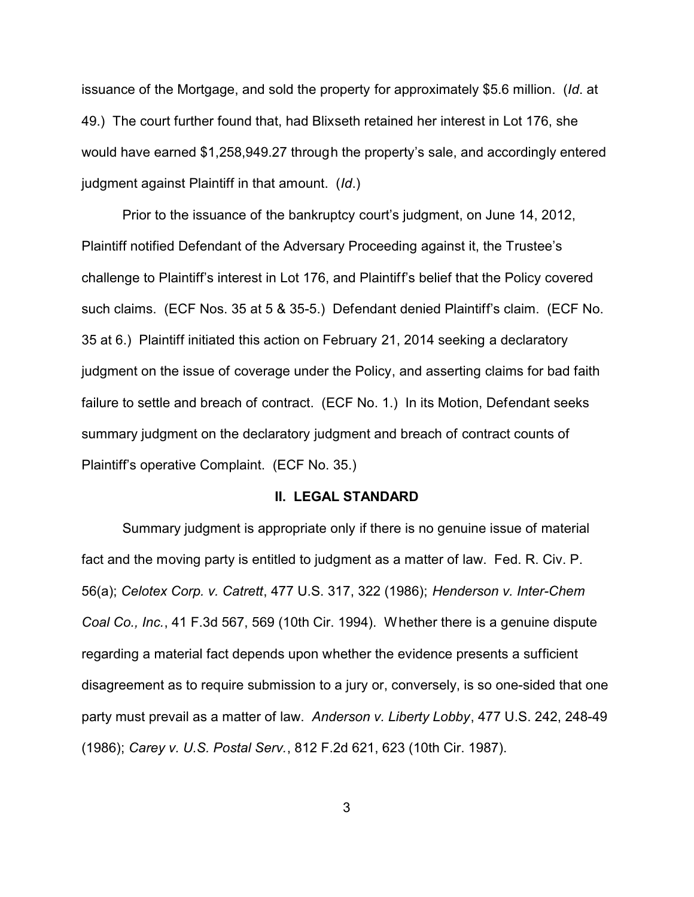issuance of the Mortgage, and sold the property for approximately $5.6 million. (*Id*. at 49.) The court further found that, had Blixseth retained her interest in Lot 176, she would have earned $1,258,949.27 through the property's sale, and accordingly entered judgment against Plaintiff in that amount. (*Id*.)

Prior to the issuance of the bankruptcy court's judgment, on June 14, 2012, Plaintiff notified Defendant of the Adversary Proceeding against it, the Trustee's challenge to Plaintiff's interest in Lot 176, and Plaintiff's belief that the Policy covered such claims. (ECF Nos. 35 at 5 & 35-5.) Defendant denied Plaintiff's claim. (ECF No. 35 at 6.) Plaintiff initiated this action on February 21, 2014 seeking a declaratory judgment on the issue of coverage under the Policy, and asserting claims for bad faith failure to settle and breach of contract. (ECF No. 1.) In its Motion, Defendant seeks summary judgment on the declaratory judgment and breach of contract counts of Plaintiff's operative Complaint. (ECF No. 35.)

## II. LEGAL STANDARD

Summary judgment is appropriate only if there is no genuine issue of material fact and the moving party is entitled to judgment as a matter of law. Fed. R. Civ. P. 56(a); *Celotex Corp. v. Catrett*, 477 U.S. 317, 322 (1986); *Henderson v. Inter-Chem Coal Co., Inc.*, 41 F.3d 567, 569 (10th Cir. 1994). Whether there is a genuine dispute regarding a material fact depends upon whether the evidence presents a sufficient disagreement as to require submission to a jury or, conversely, is so one-sided that one party must prevail as a matter of law. *Anderson v. Liberty Lobby*, 477 U.S. 242, 248-49 (1986); *Carey v. U.S. Postal Serv.*, 812 F.2d 621, 623 (10th Cir. 1987).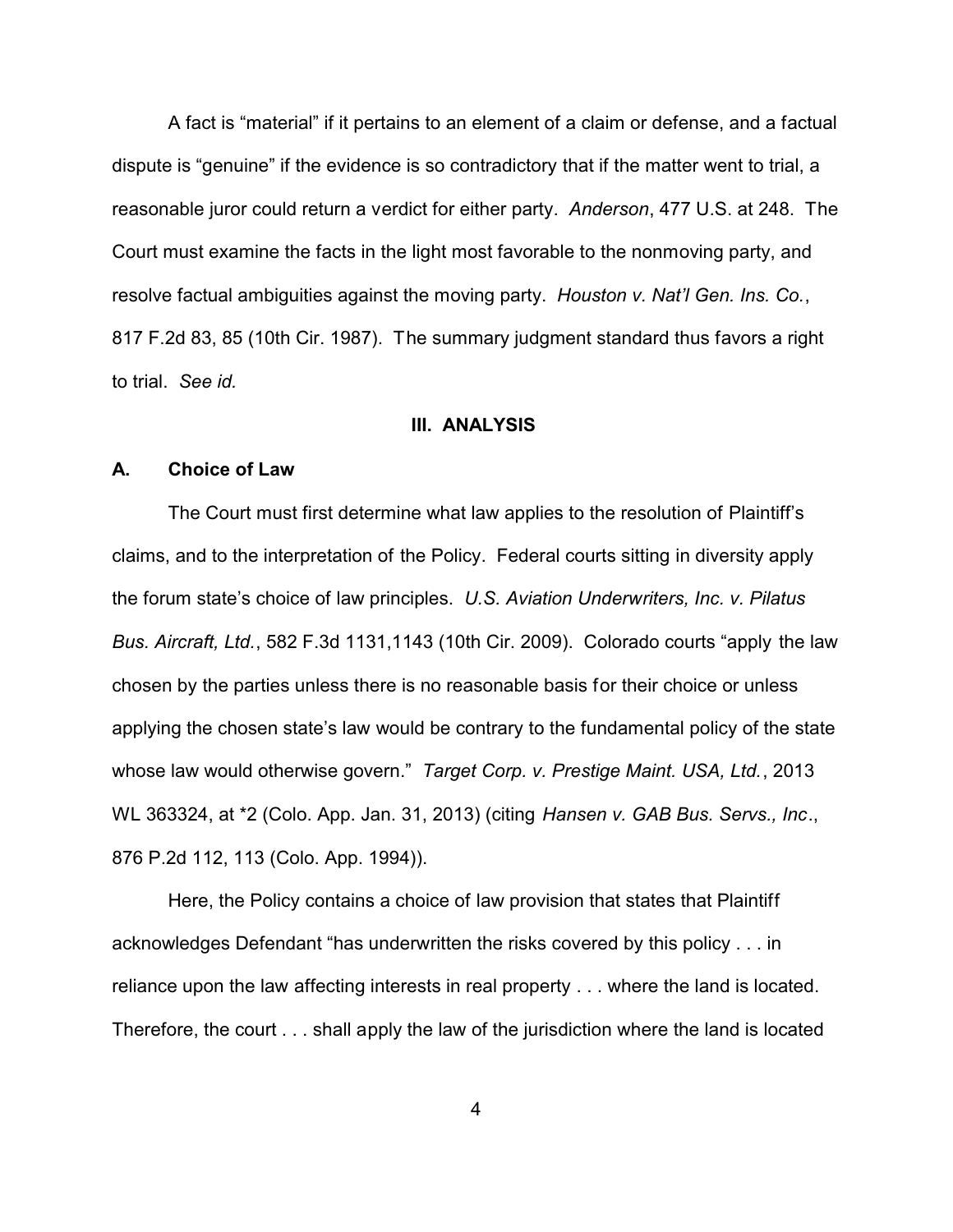A fact is "material" if it pertains to an element of a claim or defense, and a factual dispute is "genuine" if the evidence is so contradictory that if the matter went to trial, a reasonable juror could return a verdict for either party. *Anderson*, 477 U.S. at 248. The Court must examine the facts in the light most favorable to the nonmoving party, and resolve factual ambiguities against the moving party. *Houston v. Nat'l Gen. Ins. Co.*, 817 F.2d 83, 85 (10th Cir. 1987). The summary judgment standard thus favors a right to trial. *See id.*

## III. ANALYSIS

### A. Choice of Law

The Court must first determine what law applies to the resolution of Plaintiff's claims, and to the interpretation of the Policy. Federal courts sitting in diversity apply the forum state's choice of law principles. *U.S. Aviation Underwriters, Inc. v. Pilatus Bus. Aircraft, Ltd.*, 582 F.3d 1131,1143 (10th Cir. 2009). Colorado courts "apply the law chosen by the parties unless there is no reasonable basis for their choice or unless applying the chosen state's law would be contrary to the fundamental policy of the state whose law would otherwise govern." *Target Corp. v. Prestige Maint. USA, Ltd.*, 2013 WL 363324, at *2 (Colo. App. Jan. 31, 2013) (citing *Hansen v. GAB Bus. Servs., Inc*., 876 P.2d 112, 113 (Colo. App. 1994)).

Here, the Policy contains a choice of law provision that states that Plaintiff acknowledges Defendant "has underwritten the risks covered by this policy . . . in reliance upon the law affecting interests in real property . . . where the land is located. Therefore, the court . . . shall apply the law of the jurisdiction where the land is located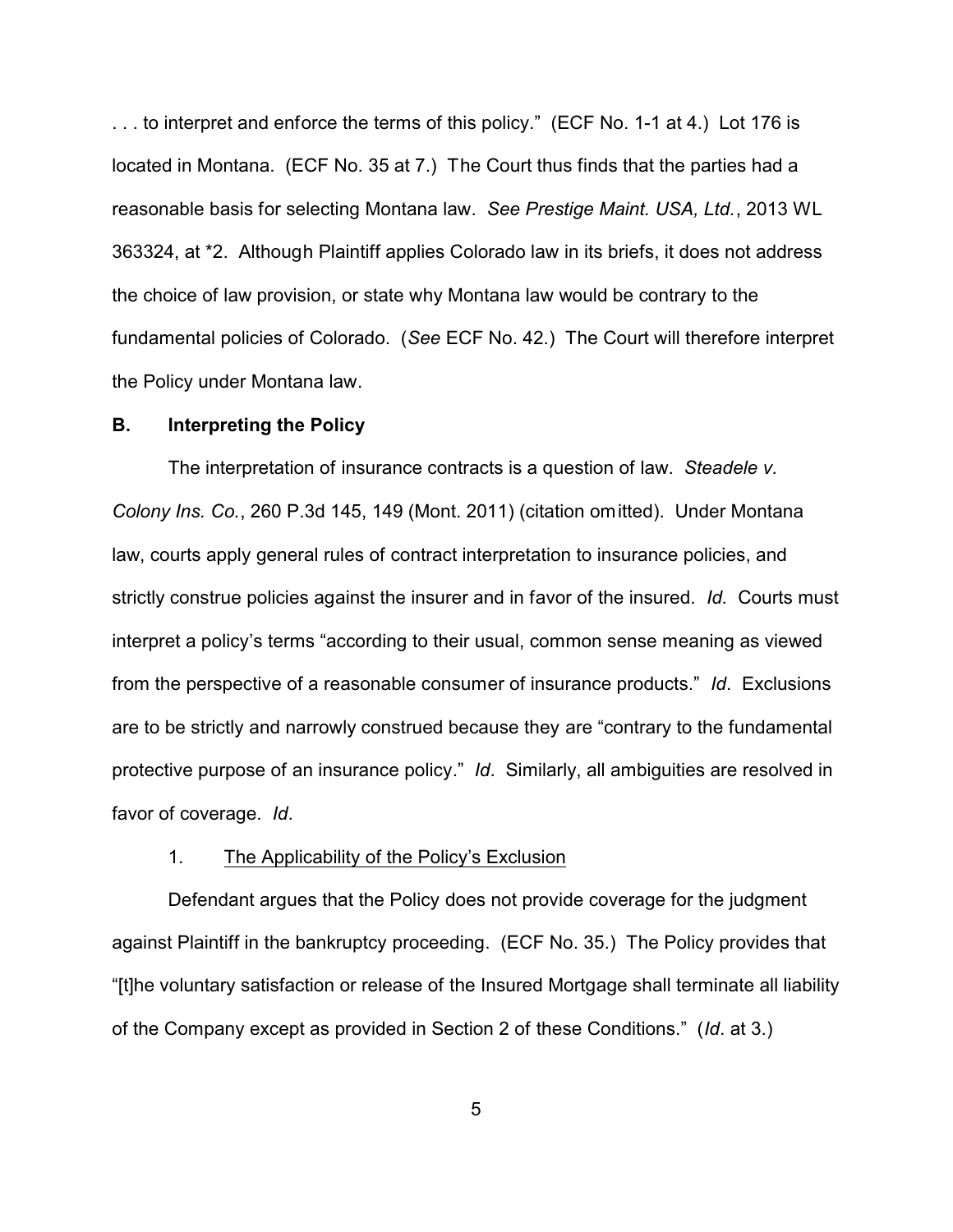. . . to interpret and enforce the terms of this policy." (ECF No. 1-1 at 4.) Lot 176 is located in Montana. (ECF No. 35 at 7.) The Court thus finds that the parties had a reasonable basis for selecting Montana law. *See Prestige Maint. USA, Ltd.*, 2013 WL 363324, at *2. Although Plaintiff applies Colorado law in its briefs, it does not address the choice of law provision, or state why Montana law would be contrary to the fundamental policies of Colorado. (*See* ECF No. 42.) The Court will therefore interpret the Policy under Montana law.

### B. Interpreting the Policy

The interpretation of insurance contracts is a question of law. *Steadele v. Colony Ins. Co.*, 260 P.3d 145, 149 (Mont. 2011) (citation omitted). Under Montana law, courts apply general rules of contract interpretation to insurance policies, and strictly construe policies against the insurer and in favor of the insured. *Id.* Courts must interpret a policy's terms "according to their usual, common sense meaning as viewed from the perspective of a reasonable consumer of insurance products." *Id*. Exclusions are to be strictly and narrowly construed because they are "contrary to the fundamental protective purpose of an insurance policy." *Id*. Similarly, all ambiguities are resolved in favor of coverage. *Id*.

#### 1. The Applicability of the Policy's Exclusion

Defendant argues that the Policy does not provide coverage for the judgment against Plaintiff in the bankruptcy proceeding. (ECF No. 35.) The Policy provides that "[t]he voluntary satisfaction or release of the Insured Mortgage shall terminate all liability of the Company except as provided in Section 2 of these Conditions." (*Id*. at 3.)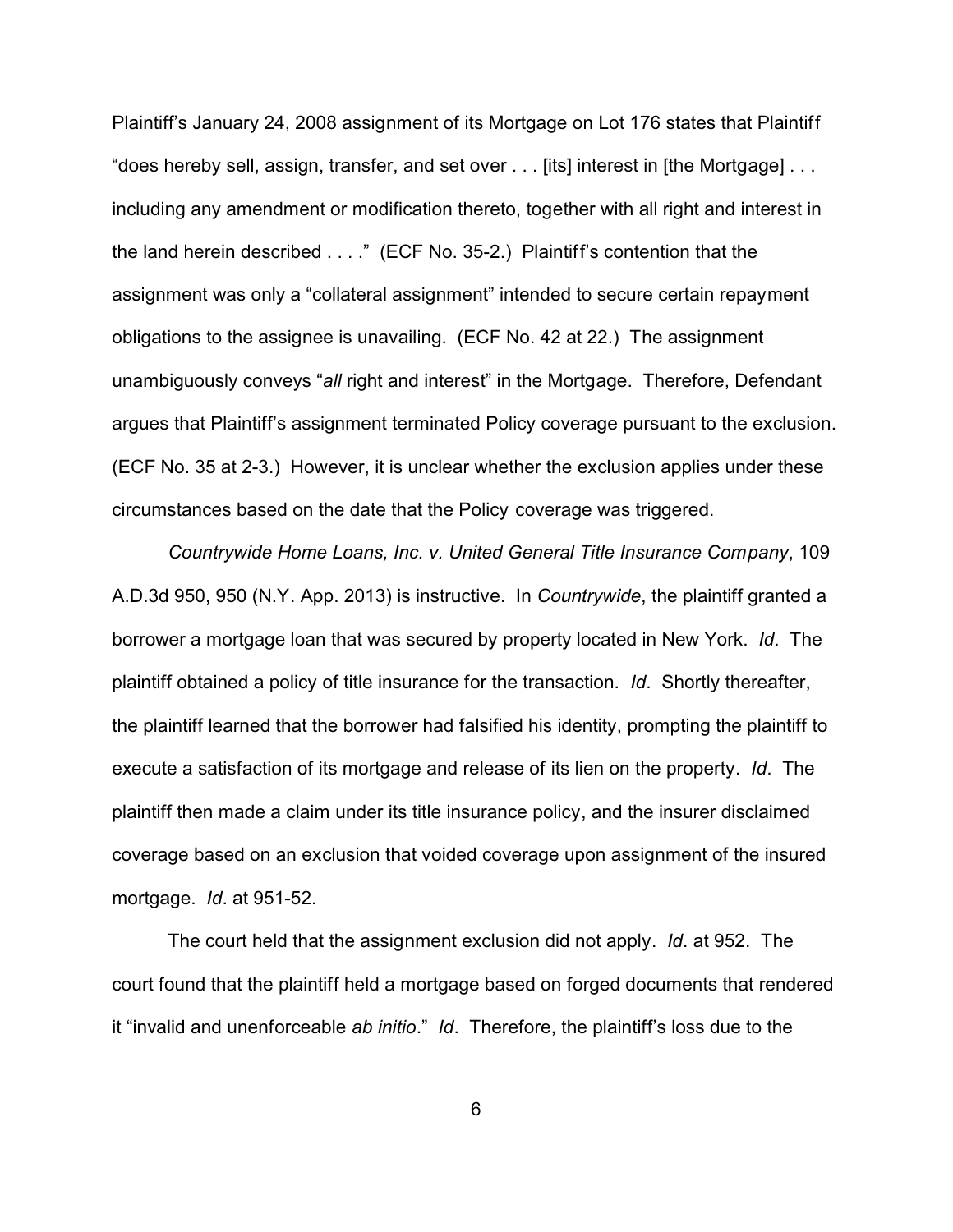Plaintiff's January 24, 2008 assignment of its Mortgage on Lot 176 states that Plaintiff "does hereby sell, assign, transfer, and set over . . . [its] interest in [the Mortgage] . . . including any amendment or modification thereto, together with all right and interest in the land herein described . . . ." (ECF No. 35-2.) Plaintiff's contention that the assignment was only a "collateral assignment" intended to secure certain repayment obligations to the assignee is unavailing. (ECF No. 42 at 22.) The assignment unambiguously conveys "*all* right and interest" in the Mortgage. Therefore, Defendant argues that Plaintiff's assignment terminated Policy coverage pursuant to the exclusion. (ECF No. 35 at 2-3.) However, it is unclear whether the exclusion applies under these circumstances based on the date that the Policy coverage was triggered.

*Countrywide Home Loans, Inc. v. United General Title Insurance Company*, 109 A.D.3d 950, 950 (N.Y. App. 2013) is instructive. In *Countrywide*, the plaintiff granted a borrower a mortgage loan that was secured by property located in New York. *Id*. The plaintiff obtained a policy of title insurance for the transaction. *Id*. Shortly thereafter, the plaintiff learned that the borrower had falsified his identity, prompting the plaintiff to execute a satisfaction of its mortgage and release of its lien on the property. *Id*. The plaintiff then made a claim under its title insurance policy, and the insurer disclaimed coverage based on an exclusion that voided coverage upon assignment of the insured mortgage. *Id*. at 951-52.

The court held that the assignment exclusion did not apply. *Id*. at 952. The court found that the plaintiff held a mortgage based on forged documents that rendered it "invalid and unenforceable *ab initio*." *Id*. Therefore, the plaintiff's loss due to the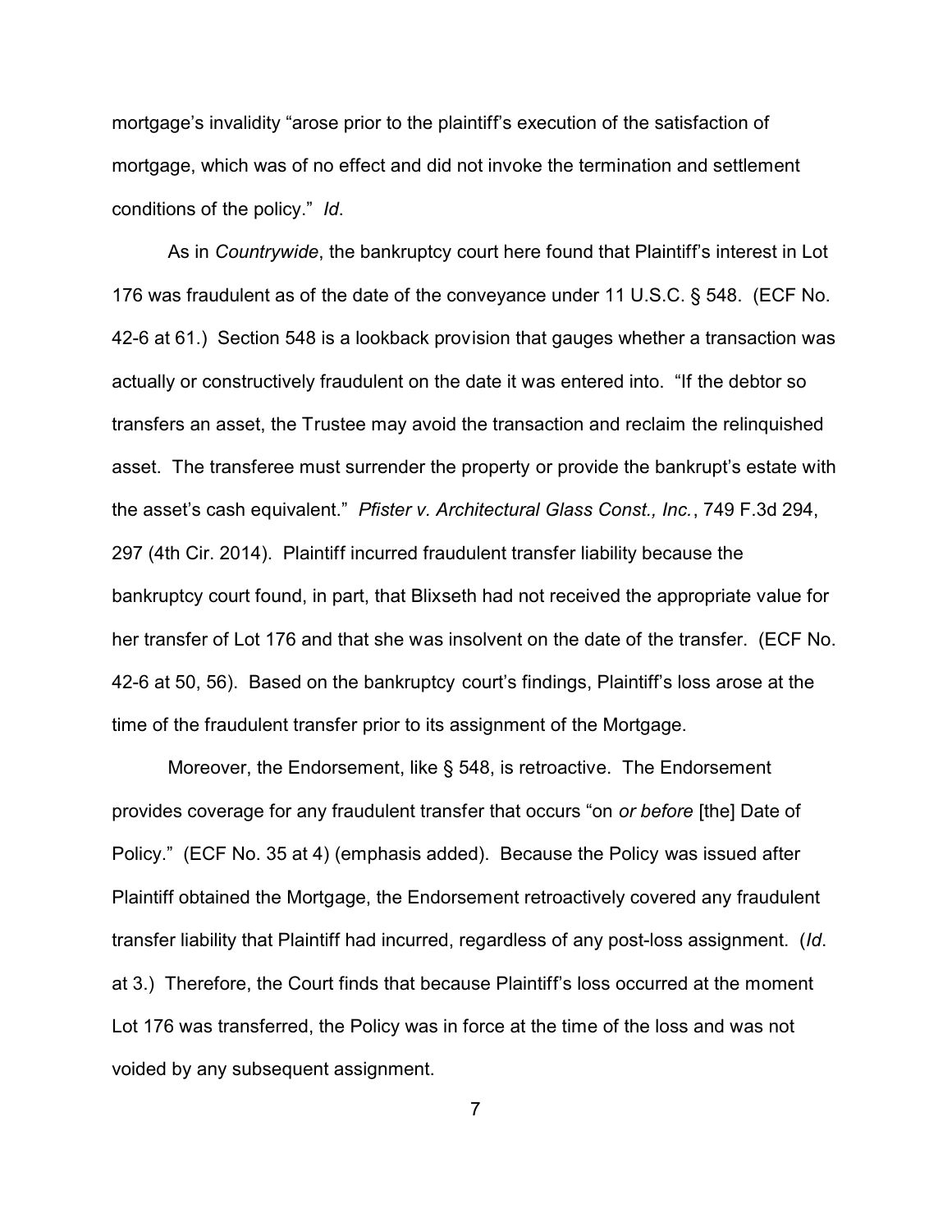mortgage's invalidity "arose prior to the plaintiff's execution of the satisfaction of mortgage, which was of no effect and did not invoke the termination and settlement conditions of the policy." *Id*.

As in *Countrywide*, the bankruptcy court here found that Plaintiff's interest in Lot 176 was fraudulent as of the date of the conveyance under 11 U.S.C. § 548. (ECF No. 42-6 at 61.) Section 548 is a lookback provision that gauges whether a transaction was actually or constructively fraudulent on the date it was entered into. "If the debtor so transfers an asset, the Trustee may avoid the transaction and reclaim the relinquished asset. The transferee must surrender the property or provide the bankrupt's estate with the asset's cash equivalent." *Pfister v. Architectural Glass Const., Inc.*, 749 F.3d 294, 297 (4th Cir. 2014). Plaintiff incurred fraudulent transfer liability because the bankruptcy court found, in part, that Blixseth had not received the appropriate value for her transfer of Lot 176 and that she was insolvent on the date of the transfer. (ECF No. 42-6 at 50, 56). Based on the bankruptcy court's findings, Plaintiff's loss arose at the time of the fraudulent transfer prior to its assignment of the Mortgage.

Moreover, the Endorsement, like § 548, is retroactive. The Endorsement provides coverage for any fraudulent transfer that occurs "on *or before* [the] Date of Policy." (ECF No. 35 at 4) (emphasis added). Because the Policy was issued after Plaintiff obtained the Mortgage, the Endorsement retroactively covered any fraudulent transfer liability that Plaintiff had incurred, regardless of any post-loss assignment. (*Id*. at 3.) Therefore, the Court finds that because Plaintiff's loss occurred at the moment Lot 176 was transferred, the Policy was in force at the time of the loss and was not voided by any subsequent assignment.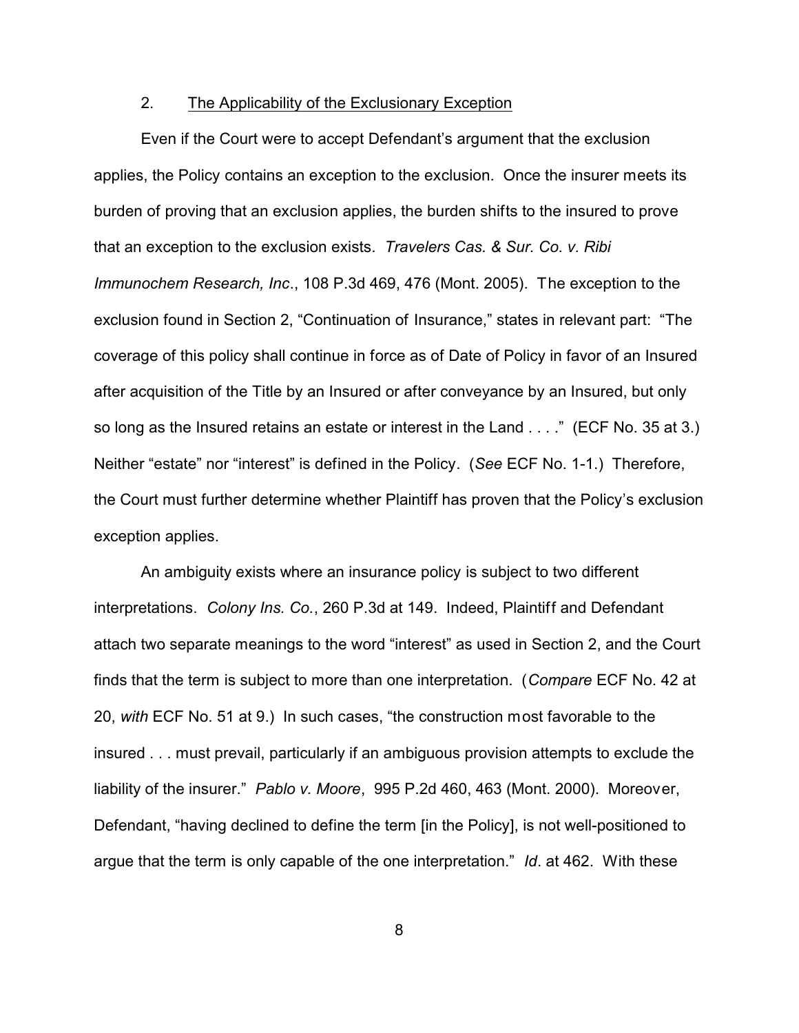2. The Applicability of the Exclusionary Exception

Even if the Court were to accept Defendant's argument that the exclusion applies, the Policy contains an exception to the exclusion. Once the insurer meets its burden of proving that an exclusion applies, the burden shifts to the insured to prove that an exception to the exclusion exists. *Travelers Cas. & Sur. Co. v. Ribi Immunochem Research, Inc.*, 108 P.3d 469, 476 (Mont. 2005). The exception to the exclusion found in Section 2, "Continuation of Insurance," states in relevant part: "The coverage of this policy shall continue in force as of Date of Policy in favor of an Insured after acquisition of the Title by an Insured or after conveyance by an Insured, but only so long as the Insured retains an estate or interest in the Land . . . ." (ECF No. 35 at 3.) Neither "estate" nor "interest" is defined in the Policy. (*See* ECF No. 1-1.) Therefore, the Court must further determine whether Plaintiff has proven that the Policy's exclusion exception applies.

An ambiguity exists where an insurance policy is subject to two different interpretations. *Colony Ins. Co.*, 260 P.3d at 149. Indeed, Plaintiff and Defendant attach two separate meanings to the word "interest" as used in Section 2, and the Court finds that the term is subject to more than one interpretation. (*Compare* ECF No. 42 at 20, *with* ECF No. 51 at 9.) In such cases, "the construction most favorable to the insured . . . must prevail, particularly if an ambiguous provision attempts to exclude the liability of the insurer." *Pablo v. Moore*, 995 P.2d 460, 463 (Mont. 2000). Moreover, Defendant, "having declined to define the term [in the Policy], is not well-positioned to argue that the term is only capable of the one interpretation." *Id*. at 462. With these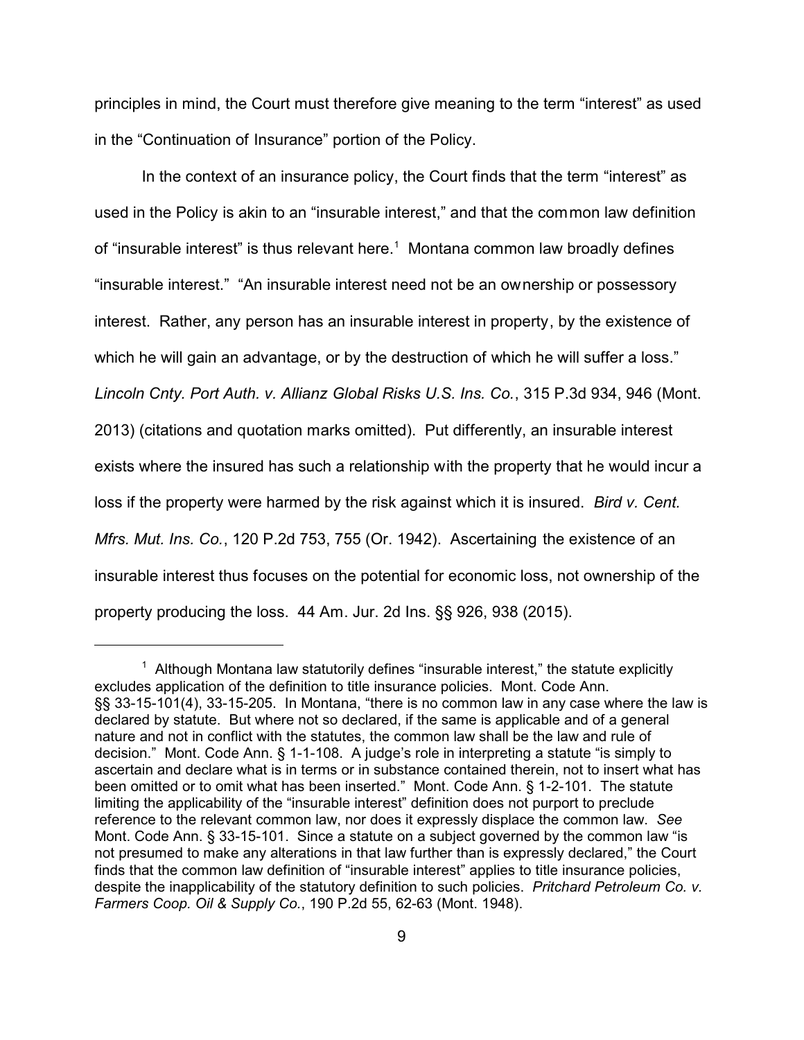principles in mind, the Court must therefore give meaning to the term "interest" as used in the "Continuation of Insurance" portion of the Policy.

In the context of an insurance policy, the Court finds that the term "interest" as used in the Policy is akin to an "insurable interest," and that the common law definition of "insurable interest" is thus relevant here.[1] Montana common law broadly defines "insurable interest." "An insurable interest need not be an ownership or possessory interest. Rather, any person has an insurable interest in property, by the existence of which he will gain an advantage, or by the destruction of which he will suffer a loss." *Lincoln Cnty. Port Auth. v. Allianz Global Risks U.S. Ins. Co.*, 315 P.3d 934, 946 (Mont. 2013) (citations and quotation marks omitted). Put differently, an insurable interest exists where the insured has such a relationship with the property that he would incur a loss if the property were harmed by the risk against which it is insured. *Bird v. Cent. Mfrs. Mut. Ins. Co.*, 120 P.2d 753, 755 (Or. 1942). Ascertaining the existence of an insurable interest thus focuses on the potential for economic loss, not ownership of the property producing the loss. 44 Am. Jur. 2d Ins. §§ 926, 938 (2015).

---

[1] Although Montana law statutorily defines "insurable interest," the statute explicitly excludes application of the definition to title insurance policies. Mont. Code Ann. §§ 33-15-101(4), 33-15-205. In Montana, "there is no common law in any case where the law is declared by statute. But where not so declared, if the same is applicable and of a general nature and not in conflict with the statutes, the common law shall be the law and rule of decision." Mont. Code Ann. § 1-1-108. A judge's role in interpreting a statute "is simply to ascertain and declare what is in terms or in substance contained therein, not to insert what has been omitted or to omit what has been inserted." Mont. Code Ann. § 1-2-101. The statute limiting the applicability of the "insurable interest" definition does not purport to preclude reference to the relevant common law, nor does it expressly displace the common law. *See* Mont. Code Ann. § 33-15-101. Since a statute on a subject governed by the common law "is not presumed to make any alterations in that law further than is expressly declared," the Court finds that the common law definition of "insurable interest" applies to title insurance policies, despite the inapplicability of the statutory definition to such policies. *Pritchard Petroleum Co. v. Farmers Coop. Oil & Supply Co.*, 190 P.2d 55, 62-63 (Mont. 1948).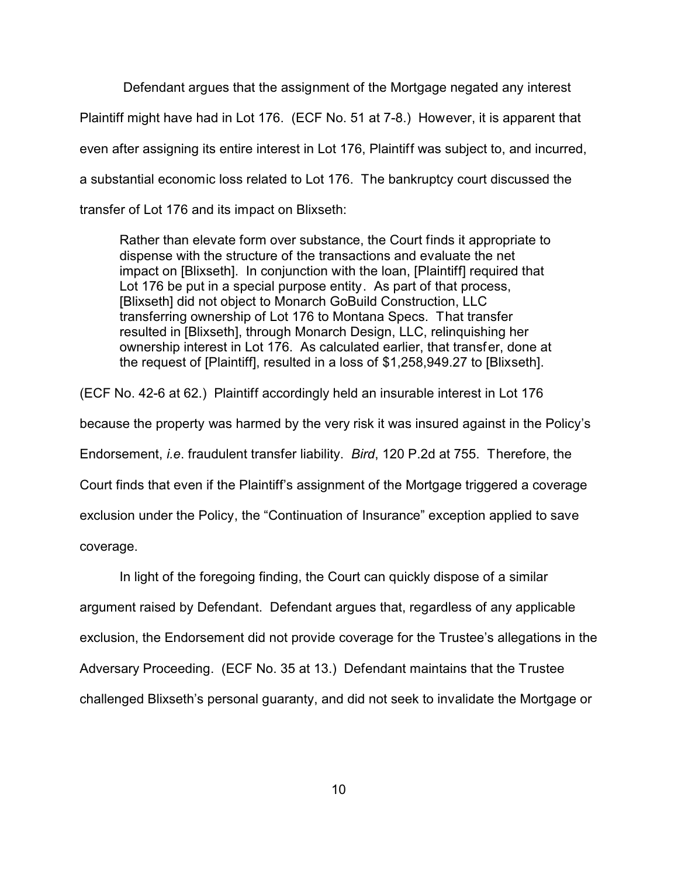Defendant argues that the assignment of the Mortgage negated any interest Plaintiff might have had in Lot 176. (ECF No. 51 at 7-8.) However, it is apparent that even after assigning its entire interest in Lot 176, Plaintiff was subject to, and incurred, a substantial economic loss related to Lot 176. The bankruptcy court discussed the transfer of Lot 176 and its impact on Blixseth:

> Rather than elevate form over substance, the Court finds it appropriate to dispense with the structure of the transactions and evaluate the net impact on [Blixseth]. In conjunction with the loan, [Plaintiff] required that Lot 176 be put in a special purpose entity. As part of that process, [Blixseth] did not object to Monarch GoBuild Construction, LLC transferring ownership of Lot 176 to Montana Specs. That transfer resulted in [Blixseth], through Monarch Design, LLC, relinquishing her ownership interest in Lot 176. As calculated earlier, that transfer, done at the request of [Plaintiff], resulted in a loss of $1,258,949.27 to [Blixseth].

(ECF No. 42-6 at 62.) Plaintiff accordingly held an insurable interest in Lot 176 because the property was harmed by the very risk it was insured against in the Policy's Endorsement, *i.e*. fraudulent transfer liability. *Bird*, 120 P.2d at 755. Therefore, the Court finds that even if the Plaintiff's assignment of the Mortgage triggered a coverage exclusion under the Policy, the "Continuation of Insurance" exception applied to save coverage.

In light of the foregoing finding, the Court can quickly dispose of a similar argument raised by Defendant. Defendant argues that, regardless of any applicable exclusion, the Endorsement did not provide coverage for the Trustee's allegations in the Adversary Proceeding. (ECF No. 35 at 13.) Defendant maintains that the Trustee challenged Blixseth's personal guaranty, and did not seek to invalidate the Mortgage or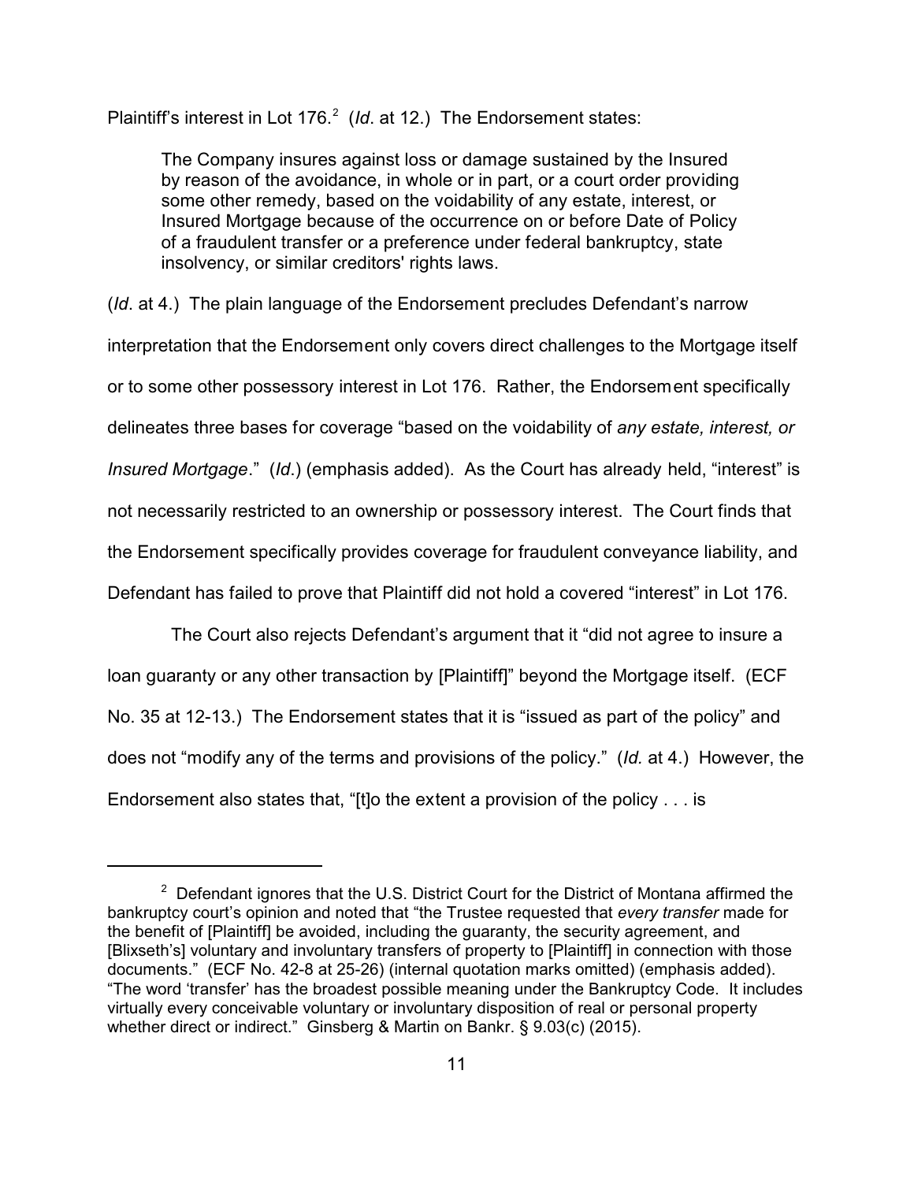Plaintiff's interest in Lot 176.[2] (*Id*. at 12.) The Endorsement states:

> The Company insures against loss or damage sustained by the Insured by reason of the avoidance, in whole or in part, or a court order providing some other remedy, based on the voidability of any estate, interest, or Insured Mortgage because of the occurrence on or before Date of Policy of a fraudulent transfer or a preference under federal bankruptcy, state insolvency, or similar creditors' rights laws.

(*Id*. at 4.) The plain language of the Endorsement precludes Defendant's narrow interpretation that the Endorsement only covers direct challenges to the Mortgage itself or to some other possessory interest in Lot 176. Rather, the Endorsement specifically delineates three bases for coverage "based on the voidability of *any estate, interest, or Insured Mortgage*." (*Id*.) (emphasis added). As the Court has already held, "interest" is not necessarily restricted to an ownership or possessory interest. The Court finds that the Endorsement specifically provides coverage for fraudulent conveyance liability, and Defendant has failed to prove that Plaintiff did not hold a covered "interest" in Lot 176.

The Court also rejects Defendant's argument that it "did not agree to insure a loan guaranty or any other transaction by [Plaintiff]" beyond the Mortgage itself. (ECF No. 35 at 12-13.) The Endorsement states that it is "issued as part of the policy" and does not "modify any of the terms and provisions of the policy." (*Id.* at 4.) However, the Endorsement also states that, "[t]o the extent a provision of the policy . . . is

---

[2] Defendant ignores that the U.S. District Court for the District of Montana affirmed the bankruptcy court's opinion and noted that "the Trustee requested that *every transfer* made for the benefit of [Plaintiff] be avoided, including the guaranty, the security agreement, and [Blixseth's] voluntary and involuntary transfers of property to [Plaintiff] in connection with those documents." (ECF No. 42-8 at 25-26) (internal quotation marks omitted) (emphasis added). "The word 'transfer' has the broadest possible meaning under the Bankruptcy Code. It includes virtually every conceivable voluntary or involuntary disposition of real or personal property whether direct or indirect." Ginsberg & Martin on Bankr. § 9.03(c) (2015).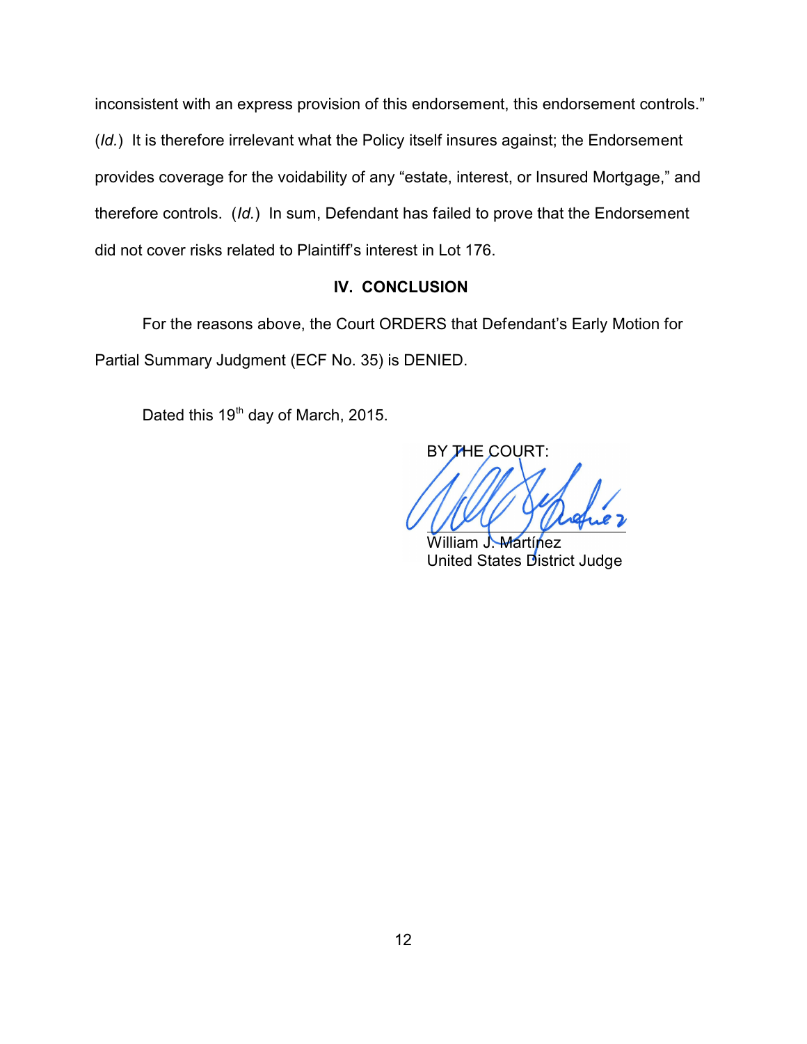inconsistent with an express provision of this endorsement, this endorsement controls." (*Id.*) It is therefore irrelevant what the Policy itself insures against; the Endorsement provides coverage for the voidability of any "estate, interest, or Insured Mortgage," and therefore controls. (*Id.*) In sum, Defendant has failed to prove that the Endorsement did not cover risks related to Plaintiff's interest in Lot 176.

## IV. CONCLUSION

For the reasons above, the Court ORDERS that Defendant's Early Motion for Partial Summary Judgment (ECF No. 35) is DENIED.

Dated this 19th day of March, 2015.

BY THE COURT:

William J. Martínez
United States District Judge